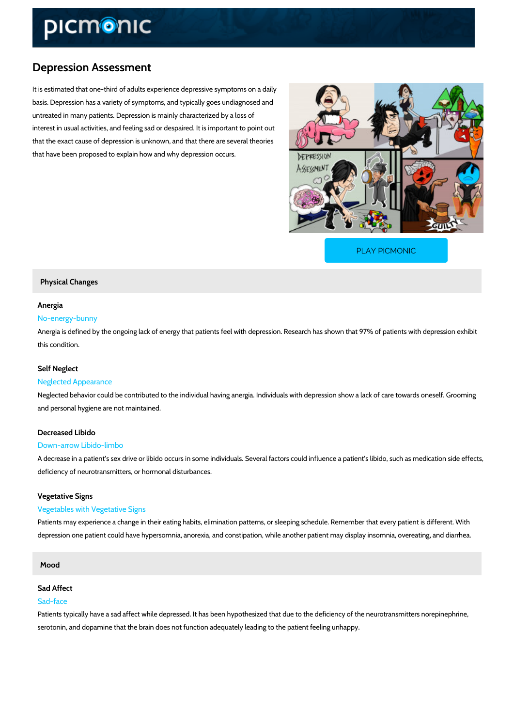# Depression Assessment

It is estimated that one-third of adults experience depressive symptoms on a daily basis. Depression has a variety of symptoms, and typically goes undiagnosed and untreated in many patients. Depression is mainly characterized by a loss of interest in usual activities, and feeling sad or despaired. It is important to point out that the exact cause of depression is unknown, and that there are several theories that have been proposed to explain how and why depression occurs.

PLAY PICMONIC

## Physical Changes

### Anergia

No-energy-bunny

Anergia is defined by the ongoing lack of energy that patients feel with depression. Research has shown that 97% of patients with depression exhibit this condition.

### Self Neglect

Neglected Appearance

Neglected behavior could be contributed to the individual having anergia. Individuals with depression show a lack of care towards oneself. Grooming and personal hygiene are not maintained.

### Decreased Libido

Down-arrow Libido-limbo

A decrease in a patient's sex drive or libido occurs in some individuals. Several factors could influence a patient's libido, such as medication side effects, deficiency of neurotransmitters, or hormonal disturbances.

### Vegetative Signs

Vegetables with Vegetative Signs

Patients may experience a change in their eating habits, elimination patterns, or sleeping schedule. Remember that every patient is different. With depression one patient could have hypersomnia, anorexia, and constipation, while another patient may display insomnia, overeating, and diarrhea.

## Mood

### Sad Affect

Sad-face

Patients typically have a sad affect while depressed. It has been hypothesized that due to the deficiency of the neurotransmitters norepinephrine, serotonin, and dopamine that the brain does not function adequately leading to the patient feeling unhappy.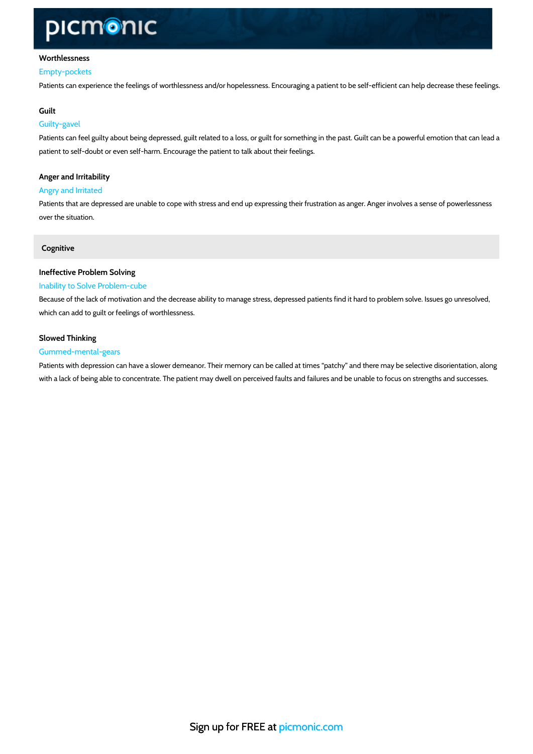### Worthlessness

Empty-pockets

Patients can experience the feelings of worthlessness and/or hopelessness. Encouraging a patient to be self-efficient can help decrease these feelings.

### Guilt

Guilty-gavel

Patients can feel guilty about being depressed, guilt related to a loss, or guilt for something in the past. Guilt can be a powerful emotion that can lead a patient to self-doubt or even self-harm. Encourage the patient to talk about their feelings.

### Anger and Irritability

Angry and Irritated

Patients that are depressed are unable to cope with stress and end up expressing their frustration as anger. Anger involves a sense of powerlessness over the situation.

## Cognitive

### Ineffective Problem Solving

Inability to Solve Problem-cube

Because of the lack of motivation and the decrease ability to manage stress, depressed patients find it hard to problem solve. Issues go unresolved, which can add to guilt or feelings of worthlessness.

### Slowed Thinking

Gummed-mental-gears

Patients with depression can have a slower demeanor. Their memory can be called at times "patchy" and there may be selective disorientation, along with a lack of being able to concentrate. The patient may dwell on perceived faults and failures and be unable to focus on strengths and successes.